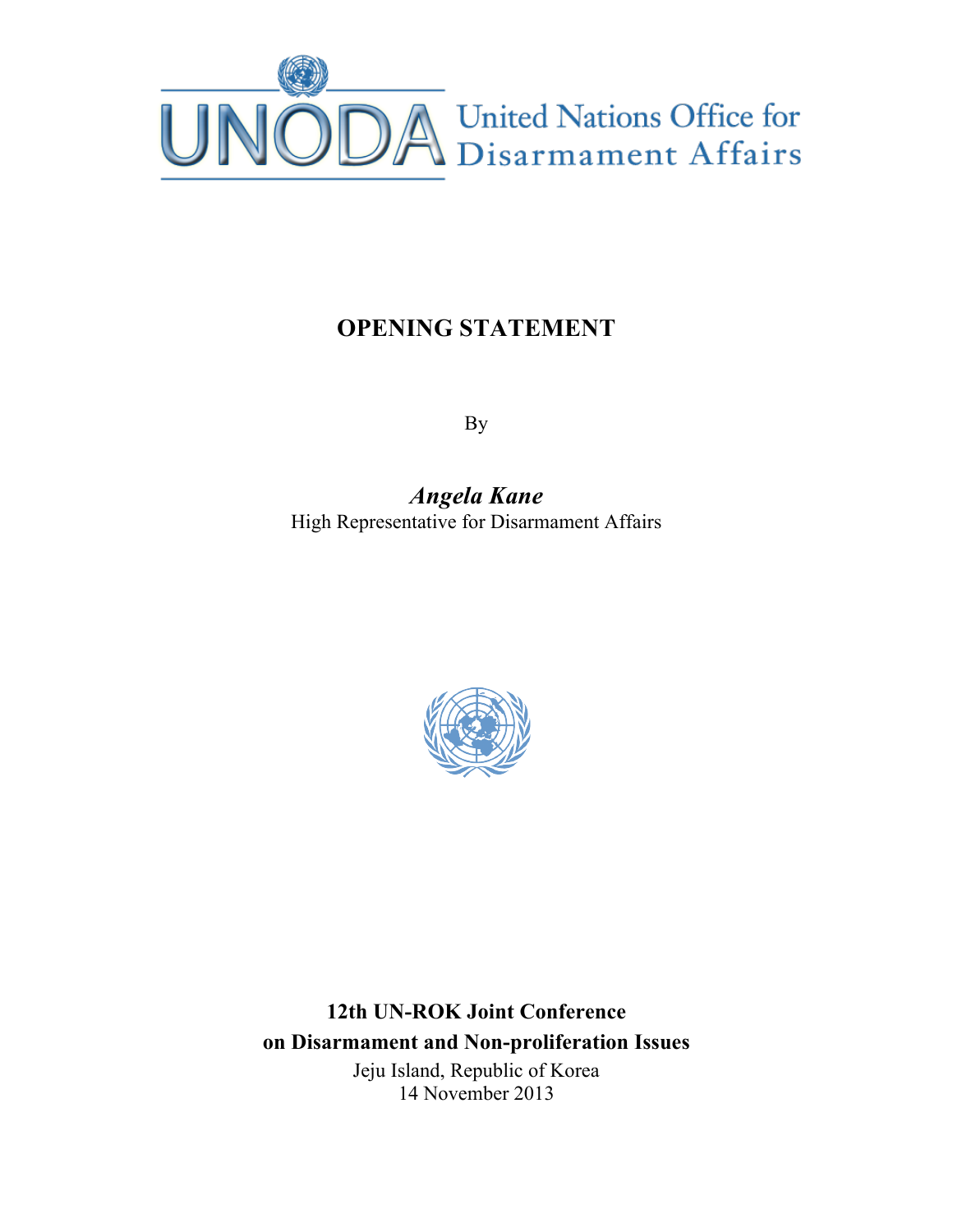UNODA United Nations Office for Disarmament Affairs

# OPENING STATEMENT

By

***Angela Kane***
High Representative for Disarmament Affairs

**12th UN-ROK Joint Conference**
**on Disarmament and Non-proliferation Issues**
Jeju Island, Republic of Korea
14 November 2013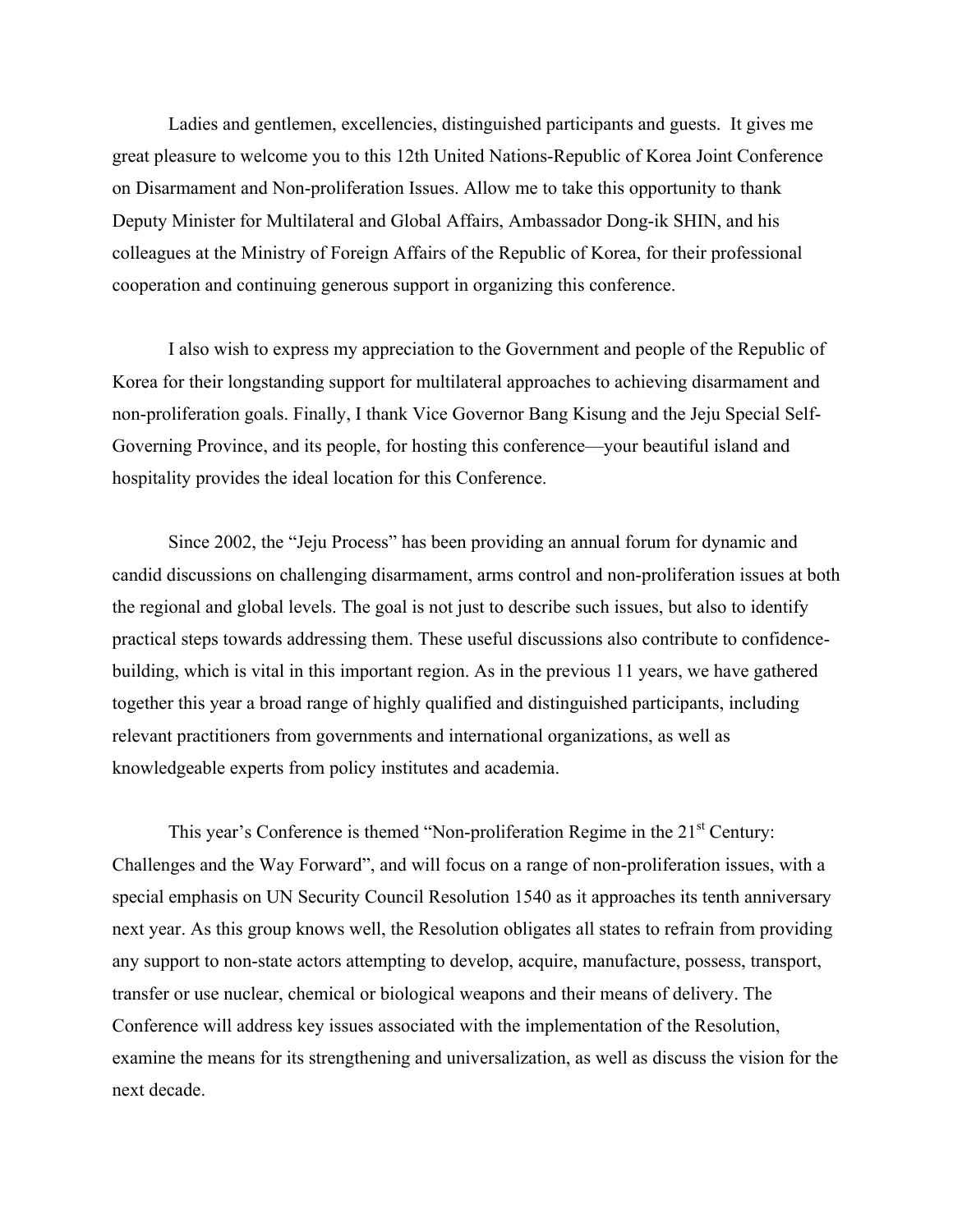Ladies and gentlemen, excellencies, distinguished participants and guests. It gives me great pleasure to welcome you to this 12th United Nations-Republic of Korea Joint Conference on Disarmament and Non-proliferation Issues. Allow me to take this opportunity to thank Deputy Minister for Multilateral and Global Affairs, Ambassador Dong-ik SHIN, and his colleagues at the Ministry of Foreign Affairs of the Republic of Korea, for their professional cooperation and continuing generous support in organizing this conference.

I also wish to express my appreciation to the Government and people of the Republic of Korea for their longstanding support for multilateral approaches to achieving disarmament and non-proliferation goals. Finally, I thank Vice Governor Bang Kisung and the Jeju Special Self-Governing Province, and its people, for hosting this conference—your beautiful island and hospitality provides the ideal location for this Conference.

Since 2002, the "Jeju Process" has been providing an annual forum for dynamic and candid discussions on challenging disarmament, arms control and non-proliferation issues at both the regional and global levels. The goal is not just to describe such issues, but also to identify practical steps towards addressing them. These useful discussions also contribute to confidence-building, which is vital in this important region. As in the previous 11 years, we have gathered together this year a broad range of highly qualified and distinguished participants, including relevant practitioners from governments and international organizations, as well as knowledgeable experts from policy institutes and academia.

This year's Conference is themed "Non-proliferation Regime in the 21st Century: Challenges and the Way Forward", and will focus on a range of non-proliferation issues, with a special emphasis on UN Security Council Resolution 1540 as it approaches its tenth anniversary next year. As this group knows well, the Resolution obligates all states to refrain from providing any support to non-state actors attempting to develop, acquire, manufacture, possess, transport, transfer or use nuclear, chemical or biological weapons and their means of delivery. The Conference will address key issues associated with the implementation of the Resolution, examine the means for its strengthening and universalization, as well as discuss the vision for the next decade.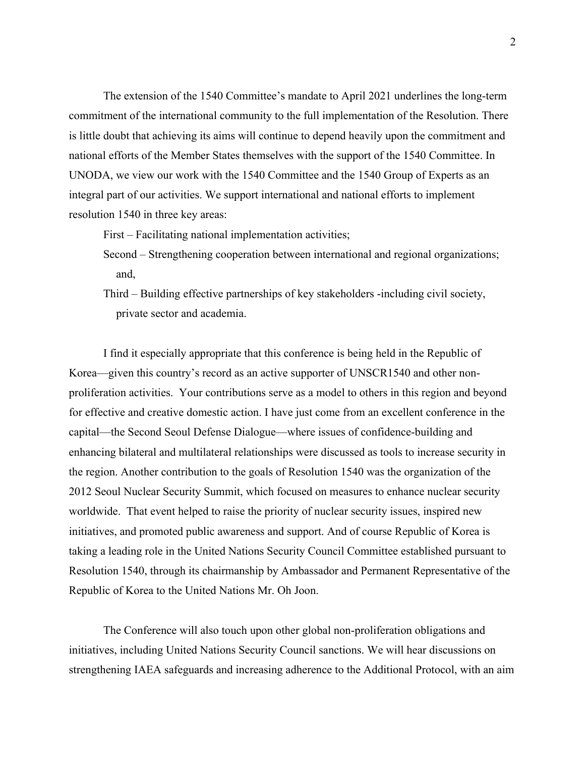The extension of the 1540 Committee's mandate to April 2021 underlines the long-term commitment of the international community to the full implementation of the Resolution. There is little doubt that achieving its aims will continue to depend heavily upon the commitment and national efforts of the Member States themselves with the support of the 1540 Committee. In UNODA, we view our work with the 1540 Committee and the 1540 Group of Experts as an integral part of our activities. We support international and national efforts to implement resolution 1540 in three key areas:

First – Facilitating national implementation activities;

Second – Strengthening cooperation between international and regional organizations; and,

Third – Building effective partnerships of key stakeholders -including civil society, private sector and academia.

I find it especially appropriate that this conference is being held in the Republic of Korea—given this country's record as an active supporter of UNSCR1540 and other non-proliferation activities. Your contributions serve as a model to others in this region and beyond for effective and creative domestic action. I have just come from an excellent conference in the capital—the Second Seoul Defense Dialogue—where issues of confidence-building and enhancing bilateral and multilateral relationships were discussed as tools to increase security in the region. Another contribution to the goals of Resolution 1540 was the organization of the 2012 Seoul Nuclear Security Summit, which focused on measures to enhance nuclear security worldwide. That event helped to raise the priority of nuclear security issues, inspired new initiatives, and promoted public awareness and support. And of course Republic of Korea is taking a leading role in the United Nations Security Council Committee established pursuant to Resolution 1540, through its chairmanship by Ambassador and Permanent Representative of the Republic of Korea to the United Nations Mr. Oh Joon.

The Conference will also touch upon other global non-proliferation obligations and initiatives, including United Nations Security Council sanctions. We will hear discussions on strengthening IAEA safeguards and increasing adherence to the Additional Protocol, with an aim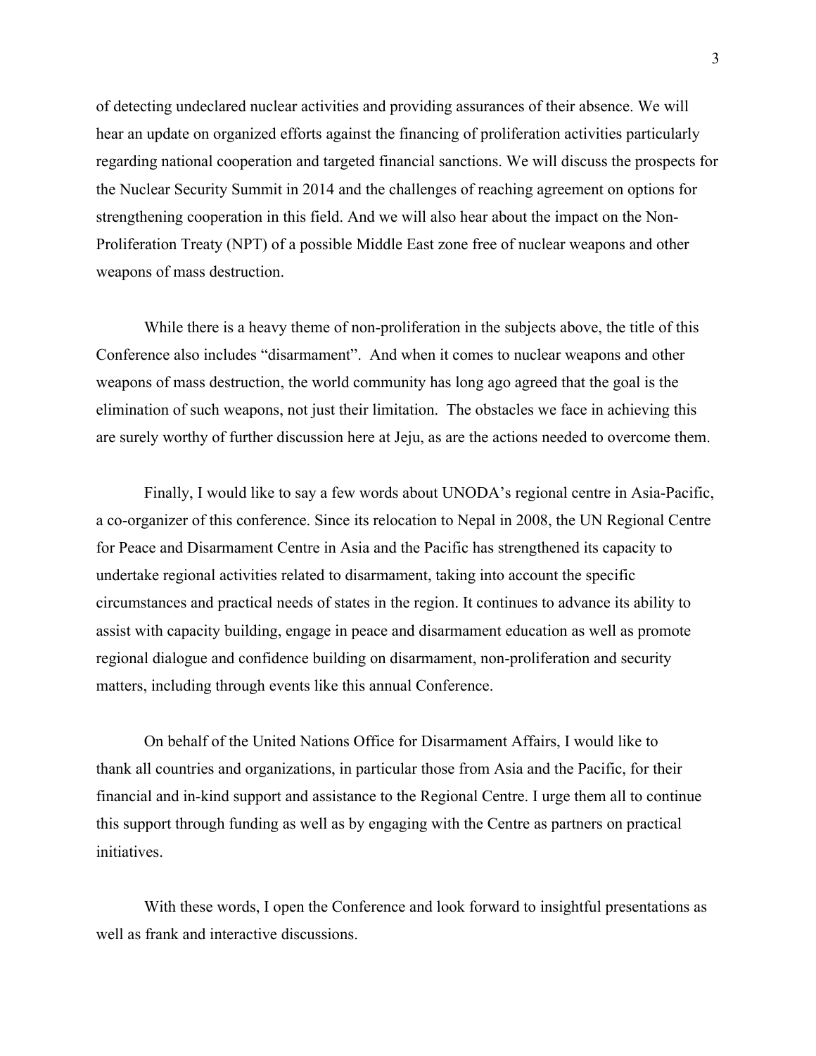of detecting undeclared nuclear activities and providing assurances of their absence. We will hear an update on organized efforts against the financing of proliferation activities particularly regarding national cooperation and targeted financial sanctions. We will discuss the prospects for the Nuclear Security Summit in 2014 and the challenges of reaching agreement on options for strengthening cooperation in this field. And we will also hear about the impact on the Non-Proliferation Treaty (NPT) of a possible Middle East zone free of nuclear weapons and other weapons of mass destruction.

While there is a heavy theme of non-proliferation in the subjects above, the title of this Conference also includes "disarmament". And when it comes to nuclear weapons and other weapons of mass destruction, the world community has long ago agreed that the goal is the elimination of such weapons, not just their limitation. The obstacles we face in achieving this are surely worthy of further discussion here at Jeju, as are the actions needed to overcome them.

Finally, I would like to say a few words about UNODA's regional centre in Asia-Pacific, a co-organizer of this conference. Since its relocation to Nepal in 2008, the UN Regional Centre for Peace and Disarmament Centre in Asia and the Pacific has strengthened its capacity to undertake regional activities related to disarmament, taking into account the specific circumstances and practical needs of states in the region. It continues to advance its ability to assist with capacity building, engage in peace and disarmament education as well as promote regional dialogue and confidence building on disarmament, non-proliferation and security matters, including through events like this annual Conference.

On behalf of the United Nations Office for Disarmament Affairs, I would like to thank all countries and organizations, in particular those from Asia and the Pacific, for their financial and in-kind support and assistance to the Regional Centre. I urge them all to continue this support through funding as well as by engaging with the Centre as partners on practical initiatives.

With these words, I open the Conference and look forward to insightful presentations as well as frank and interactive discussions.